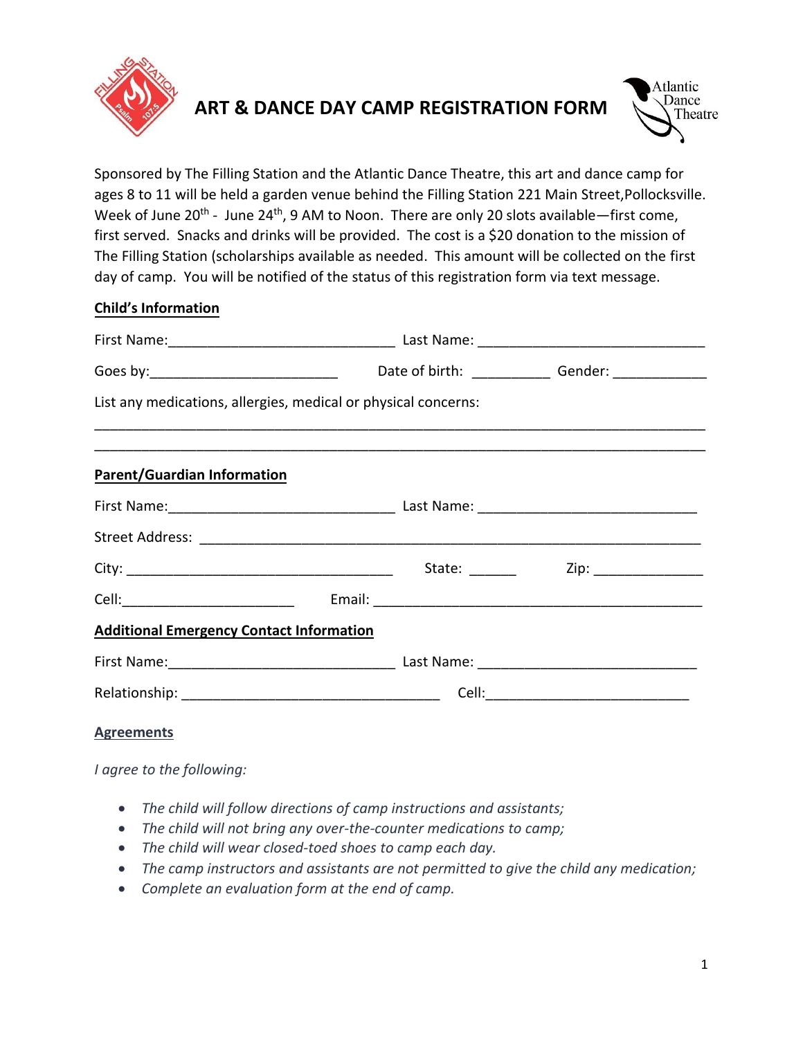# ART & DANCE DAY CAMP REGISTRATION FORM

Sponsored by The Filling Station and the Atlantic Dance Theatre, this art and dance camp for ages 8 to 11 will be held a garden venue behind the Filling Station 221 Main Street,Pollocksville. Week of June 20th - June 24th, 9 AM to Noon. There are only 20 slots available—first come, first served. Snacks and drinks will be provided. The cost is a $20 donation to the mission of The Filling Station (scholarships available as needed. This amount will be collected on the first day of camp. You will be notified of the status of this registration form via text message.

**Child's Information**

First Name:_____________________________ Last Name: _____________________________

Goes by:________________________ Date of birth: __________ Gender: ____________

List any medications, allergies, medical or physical concerns:

_______________________________________________________________________________

_______________________________________________________________________________

**Parent/Guardian Information**

First Name:_____________________________ Last Name: ____________________________

Street Address: ________________________________________________________________

City: __________________________________ State: ______ Zip: ______________

Cell:______________________ Email: ___________________________________________

**Additional Emergency Contact Information**

First Name:_____________________________ Last Name: ____________________________

Relationship: __________________________________ Cell:___________________________

**Agreements**

*I agree to the following:*

- *The child will follow directions of camp instructions and assistants;*
- *The child will not bring any over-the-counter medications to camp;*
- *The child will wear closed-toed shoes to camp each day.*
- *The camp instructors and assistants are not permitted to give the child any medication;*
- *Complete an evaluation form at the end of camp.*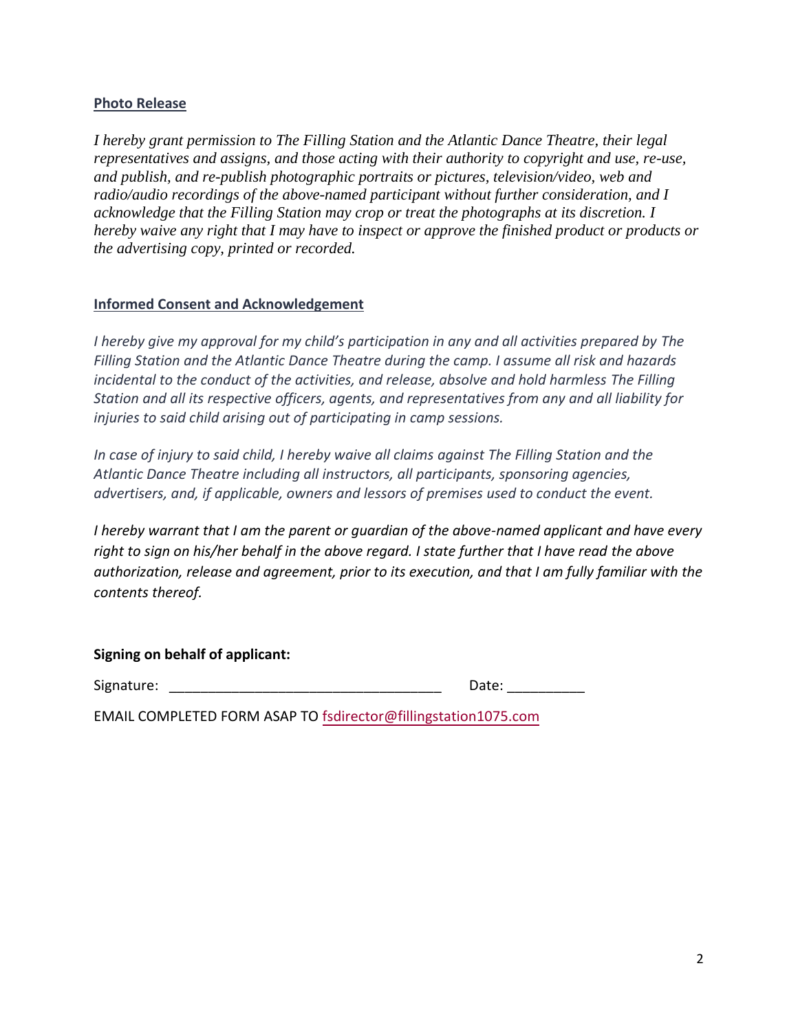**Photo Release**

*I hereby grant permission to The Filling Station and the Atlantic Dance Theatre, their legal representatives and assigns, and those acting with their authority to copyright and use, re-use, and publish, and re-publish photographic portraits or pictures, television/video, web and radio/audio recordings of the above-named participant without further consideration, and I acknowledge that the Filling Station may crop or treat the photographs at its discretion. I hereby waive any right that I may have to inspect or approve the finished product or products or the advertising copy, printed or recorded.*

**Informed Consent and Acknowledgement**

*I hereby give my approval for my child's participation in any and all activities prepared by The Filling Station and the Atlantic Dance Theatre during the camp. I assume all risk and hazards incidental to the conduct of the activities, and release, absolve and hold harmless The Filling Station and all its respective officers, agents, and representatives from any and all liability for injuries to said child arising out of participating in camp sessions.*

*In case of injury to said child, I hereby waive all claims against The Filling Station and the Atlantic Dance Theatre including all instructors, all participants, sponsoring agencies, advertisers, and, if applicable, owners and lessors of premises used to conduct the event.*

*I hereby warrant that I am the parent or guardian of the above-named applicant and have every right to sign on his/her behalf in the above regard. I state further that I have read the above authorization, release and agreement, prior to its execution, and that I am fully familiar with the contents thereof.*

**Signing on behalf of applicant:**

Signature: ___________________________________ Date: __________

EMAIL COMPLETED FORM ASAP TO fsdirector@fillingstation1075.com